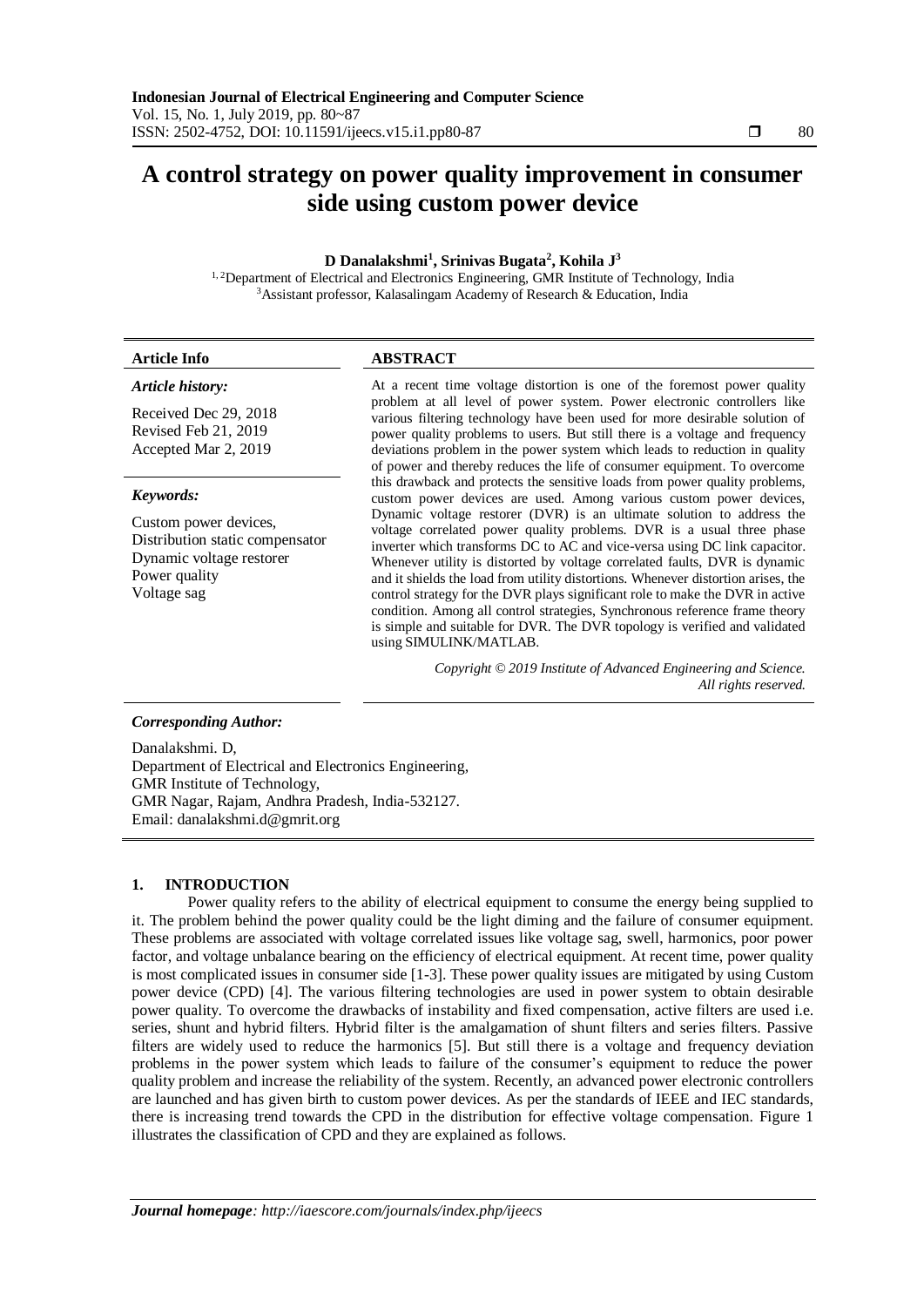# A control strategy on power quality improvement in consumer side using custom power device

**D Danalakshmi[1], Srinivas Bugata[2], Kohila J[3]**

[1, 2]Department of Electrical and Electronics Engineering, GMR Institute of Technology, India
[3]Assistant professor, Kalasalingam Academy of Research & Education, India

**Article Info**

*Article history:*

Received Dec 29, 2018
Revised Feb 21, 2019
Accepted Mar 2, 2019

*Keywords:*

Custom power devices,
Distribution static compensator
Dynamic voltage restorer
Power quality
Voltage sag

**ABSTRACT**

At a recent time voltage distortion is one of the foremost power quality problem at all level of power system. Power electronic controllers like various filtering technology have been used for more desirable solution of power quality problems to users. But still there is a voltage and frequency deviations problem in the power system which leads to reduction in quality of power and thereby reduces the life of consumer equipment. To overcome this drawback and protects the sensitive loads from power quality problems, custom power devices are used. Among various custom power devices, Dynamic voltage restorer (DVR) is an ultimate solution to address the voltage correlated power quality problems. DVR is a usual three phase inverter which transforms DC to AC and vice-versa using DC link capacitor. Whenever utility is distorted by voltage correlated faults, DVR is dynamic and it shields the load from utility distortions. Whenever distortion arises, the control strategy for the DVR plays significant role to make the DVR in active condition. Among all control strategies, Synchronous reference frame theory is simple and suitable for DVR. The DVR topology is verified and validated using SIMULINK/MATLAB.

*Copyright © 2019 Institute of Advanced Engineering and Science. All rights reserved.*

***Corresponding Author:***

Danalakshmi. D,
Department of Electrical and Electronics Engineering,
GMR Institute of Technology,
GMR Nagar, Rajam, Andhra Pradesh, India-532127.
Email: danalakshmi.d@gmrit.org

## 1. INTRODUCTION

Power quality refers to the ability of electrical equipment to consume the energy being supplied to it. The problem behind the power quality could be the light diming and the failure of consumer equipment. These problems are associated with voltage correlated issues like voltage sag, swell, harmonics, poor power factor, and voltage unbalance bearing on the efficiency of electrical equipment. At recent time, power quality is most complicated issues in consumer side [1-3]. These power quality issues are mitigated by using Custom power device (CPD) [4]. The various filtering technologies are used in power system to obtain desirable power quality. To overcome the drawbacks of instability and fixed compensation, active filters are used i.e. series, shunt and hybrid filters. Hybrid filter is the amalgamation of shunt filters and series filters. Passive filters are widely used to reduce the harmonics [5]. But still there is a voltage and frequency deviation problems in the power system which leads to failure of the consumer's equipment to reduce the power quality problem and increase the reliability of the system. Recently, an advanced power electronic controllers are launched and has given birth to custom power devices. As per the standards of IEEE and IEC standards, there is increasing trend towards the CPD in the distribution for effective voltage compensation. Figure 1 illustrates the classification of CPD and they are explained as follows.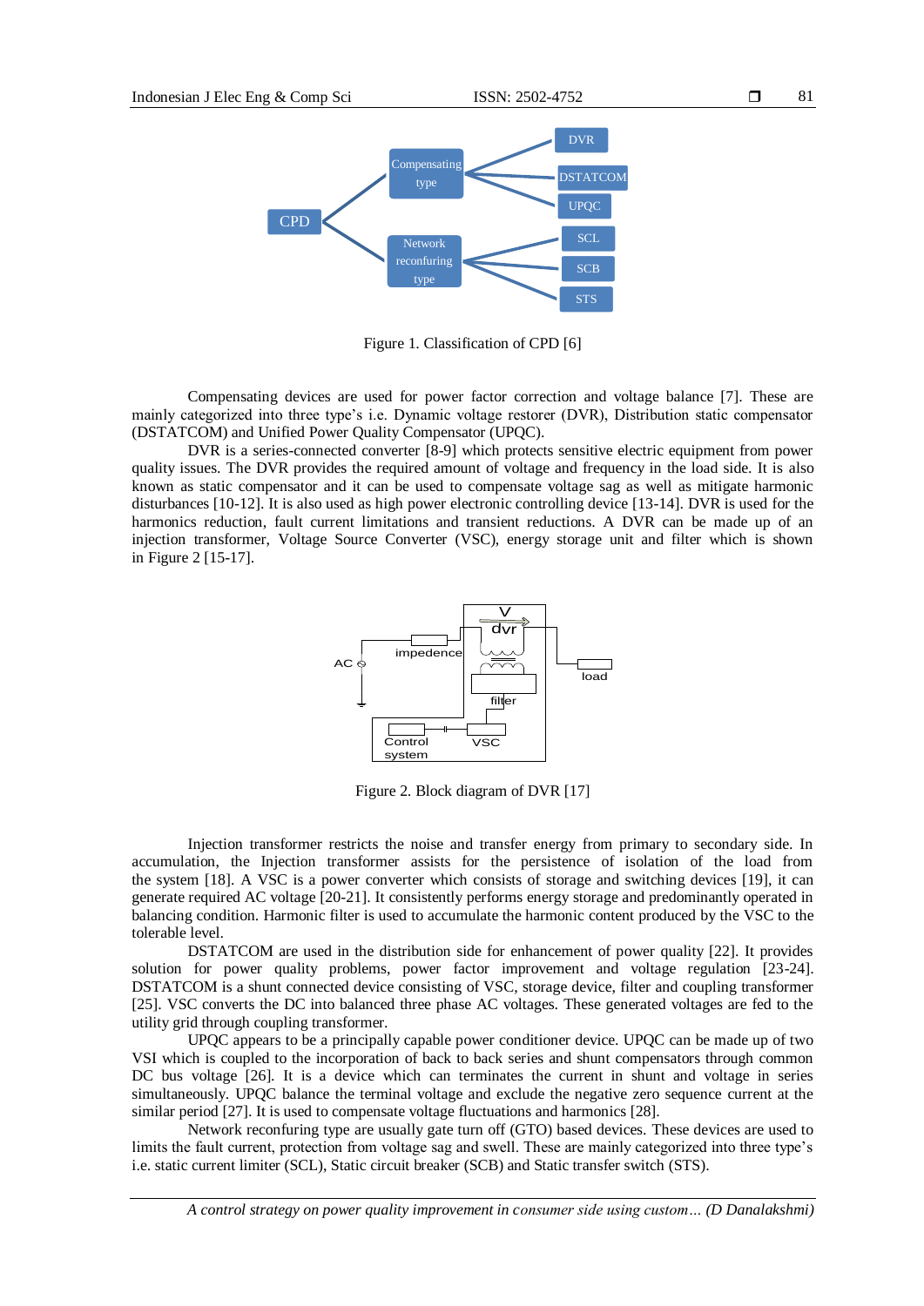Figure 1. Classification of CPD [6]

Compensating devices are used for power factor correction and voltage balance [7]. These are mainly categorized into three type's i.e. Dynamic voltage restorer (DVR), Distribution static compensator (DSTATCOM) and Unified Power Quality Compensator (UPQC).

DVR is a series-connected converter [8-9] which protects sensitive electric equipment from power quality issues. The DVR provides the required amount of voltage and frequency in the load side. It is also known as static compensator and it can be used to compensate voltage sag as well as mitigate harmonic disturbances [10-12]. It is also used as high power electronic controlling device [13-14]. DVR is used for the harmonics reduction, fault current limitations and transient reductions. A DVR can be made up of an injection transformer, Voltage Source Converter (VSC), energy storage unit and filter which is shown in Figure 2 [15-17].

Figure 2. Block diagram of DVR [17]

Injection transformer restricts the noise and transfer energy from primary to secondary side. In accumulation, the Injection transformer assists for the persistence of isolation of the load from the system [18]. A VSC is a power converter which consists of storage and switching devices [19], it can generate required AC voltage [20-21]. It consistently performs energy storage and predominantly operated in balancing condition. Harmonic filter is used to accumulate the harmonic content produced by the VSC to the tolerable level.

DSTATCOM are used in the distribution side for enhancement of power quality [22]. It provides solution for power quality problems, power factor improvement and voltage regulation [23-24]. DSTATCOM is a shunt connected device consisting of VSC, storage device, filter and coupling transformer [25]. VSC converts the DC into balanced three phase AC voltages. These generated voltages are fed to the utility grid through coupling transformer.

UPQC appears to be a principally capable power conditioner device. UPQC can be made up of two VSI which is coupled to the incorporation of back to back series and shunt compensators through common DC bus voltage [26]. It is a device which can terminates the current in shunt and voltage in series simultaneously. UPQC balance the terminal voltage and exclude the negative zero sequence current at the similar period [27]. It is used to compensate voltage fluctuations and harmonics [28].

Network reconfuring type are usually gate turn off (GTO) based devices. These devices are used to limits the fault current, protection from voltage sag and swell. These are mainly categorized into three type's i.e. static current limiter (SCL), Static circuit breaker (SCB) and Static transfer switch (STS).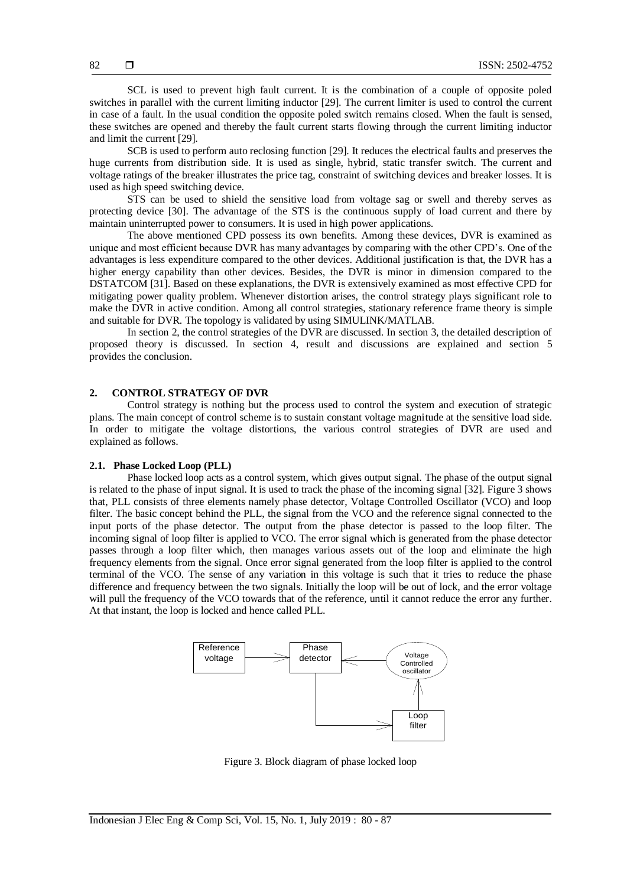SCL is used to prevent high fault current. It is the combination of a couple of opposite poled switches in parallel with the current limiting inductor [29]. The current limiter is used to control the current in case of a fault. In the usual condition the opposite poled switch remains closed. When the fault is sensed, these switches are opened and thereby the fault current starts flowing through the current limiting inductor and limit the current [29].

SCB is used to perform auto reclosing function [29]. It reduces the electrical faults and preserves the huge currents from distribution side. It is used as single, hybrid, static transfer switch. The current and voltage ratings of the breaker illustrates the price tag, constraint of switching devices and breaker losses. It is used as high speed switching device.

STS can be used to shield the sensitive load from voltage sag or swell and thereby serves as protecting device [30]. The advantage of the STS is the continuous supply of load current and there by maintain uninterrupted power to consumers. It is used in high power applications.

The above mentioned CPD possess its own benefits. Among these devices, DVR is examined as unique and most efficient because DVR has many advantages by comparing with the other CPD's. One of the advantages is less expenditure compared to the other devices. Additional justification is that, the DVR has a higher energy capability than other devices. Besides, the DVR is minor in dimension compared to the DSTATCOM [31]. Based on these explanations, the DVR is extensively examined as most effective CPD for mitigating power quality problem. Whenever distortion arises, the control strategy plays significant role to make the DVR in active condition. Among all control strategies, stationary reference frame theory is simple and suitable for DVR. The topology is validated by using SIMULINK/MATLAB.

In section 2, the control strategies of the DVR are discussed. In section 3, the detailed description of proposed theory is discussed. In section 4, result and discussions are explained and section 5 provides the conclusion.

## 2. CONTROL STRATEGY OF DVR

Control strategy is nothing but the process used to control the system and execution of strategic plans. The main concept of control scheme is to sustain constant voltage magnitude at the sensitive load side. In order to mitigate the voltage distortions, the various control strategies of DVR are used and explained as follows.

### 2.1. Phase Locked Loop (PLL)

Phase locked loop acts as a control system, which gives output signal. The phase of the output signal is related to the phase of input signal. It is used to track the phase of the incoming signal [32]. Figure 3 shows that, PLL consists of three elements namely phase detector, Voltage Controlled Oscillator (VCO) and loop filter. The basic concept behind the PLL, the signal from the VCO and the reference signal connected to the input ports of the phase detector. The output from the phase detector is passed to the loop filter. The incoming signal of loop filter is applied to VCO. The error signal which is generated from the phase detector passes through a loop filter which, then manages various assets out of the loop and eliminate the high frequency elements from the signal. Once error signal generated from the loop filter is applied to the control terminal of the VCO. The sense of any variation in this voltage is such that it tries to reduce the phase difference and frequency between the two signals. Initially the loop will be out of lock, and the error voltage will pull the frequency of the VCO towards that of the reference, until it cannot reduce the error any further. At that instant, the loop is locked and hence called PLL.

Reference voltage → Phase detector ← Voltage Controlled oscillator

Phase detector → Loop filter → Voltage Controlled oscillator

Figure 3. Block diagram of phase locked loop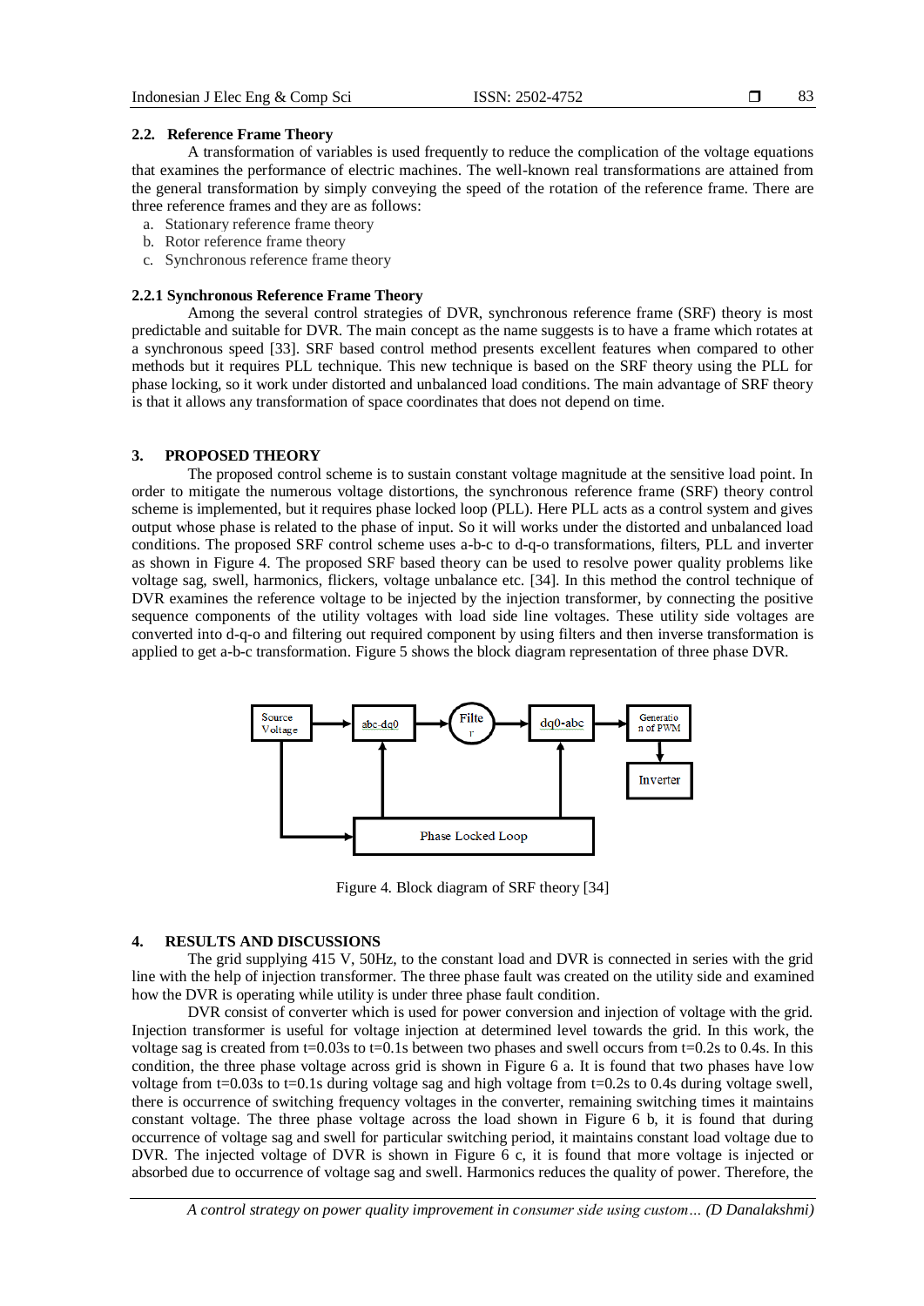### 2.2. Reference Frame Theory

A transformation of variables is used frequently to reduce the complication of the voltage equations that examines the performance of electric machines. The well-known real transformations are attained from the general transformation by simply conveying the speed of the rotation of the reference frame. There are three reference frames and they are as follows:

a. Stationary reference frame theory
b. Rotor reference frame theory
c. Synchronous reference frame theory

#### 2.2.1 Synchronous Reference Frame Theory

Among the several control strategies of DVR, synchronous reference frame (SRF) theory is most predictable and suitable for DVR. The main concept as the name suggests is to have a frame which rotates at a synchronous speed [33]. SRF based control method presents excellent features when compared to other methods but it requires PLL technique. This new technique is based on the SRF theory using the PLL for phase locking, so it work under distorted and unbalanced load conditions. The main advantage of SRF theory is that it allows any transformation of space coordinates that does not depend on time.

## 3. PROPOSED THEORY

The proposed control scheme is to sustain constant voltage magnitude at the sensitive load point. In order to mitigate the numerous voltage distortions, the synchronous reference frame (SRF) theory control scheme is implemented, but it requires phase locked loop (PLL). Here PLL acts as a control system and gives output whose phase is related to the phase of input. So it will works under the distorted and unbalanced load conditions. The proposed SRF control scheme uses a-b-c to d-q-o transformations, filters, PLL and inverter as shown in Figure 4. The proposed SRF based theory can be used to resolve power quality problems like voltage sag, swell, harmonics, flickers, voltage unbalance etc. [34]. In this method the control technique of DVR examines the reference voltage to be injected by the injection transformer, by connecting the positive sequence components of the utility voltages with load side line voltages. These utility side voltages are converted into d-q-o and filtering out required component by using filters and then inverse transformation is applied to get a-b-c transformation. Figure 5 shows the block diagram representation of three phase DVR.

Source Voltage → abc-dq0 → Filter → dq0-abc → Generation of PWM → Inverter; Phase Locked Loop

Figure 4. Block diagram of SRF theory [34]

## 4. RESULTS AND DISCUSSIONS

The grid supplying 415 V, 50Hz, to the constant load and DVR is connected in series with the grid line with the help of injection transformer. The three phase fault was created on the utility side and examined how the DVR is operating while utility is under three phase fault condition.

DVR consist of converter which is used for power conversion and injection of voltage with the grid. Injection transformer is useful for voltage injection at determined level towards the grid. In this work, the voltage sag is created from t=0.03s to t=0.1s between two phases and swell occurs from t=0.2s to 0.4s. In this condition, the three phase voltage across grid is shown in Figure 6 a. It is found that two phases have low voltage from t=0.03s to t=0.1s during voltage sag and high voltage from t=0.2s to 0.4s during voltage swell, there is occurrence of switching frequency voltages in the converter, remaining switching times it maintains constant voltage. The three phase voltage across the load shown in Figure 6 b, it is found that during occurrence of voltage sag and swell for particular switching period, it maintains constant load voltage due to DVR. The injected voltage of DVR is shown in Figure 6 c, it is found that more voltage is injected or absorbed due to occurrence of voltage sag and swell. Harmonics reduces the quality of power. Therefore, the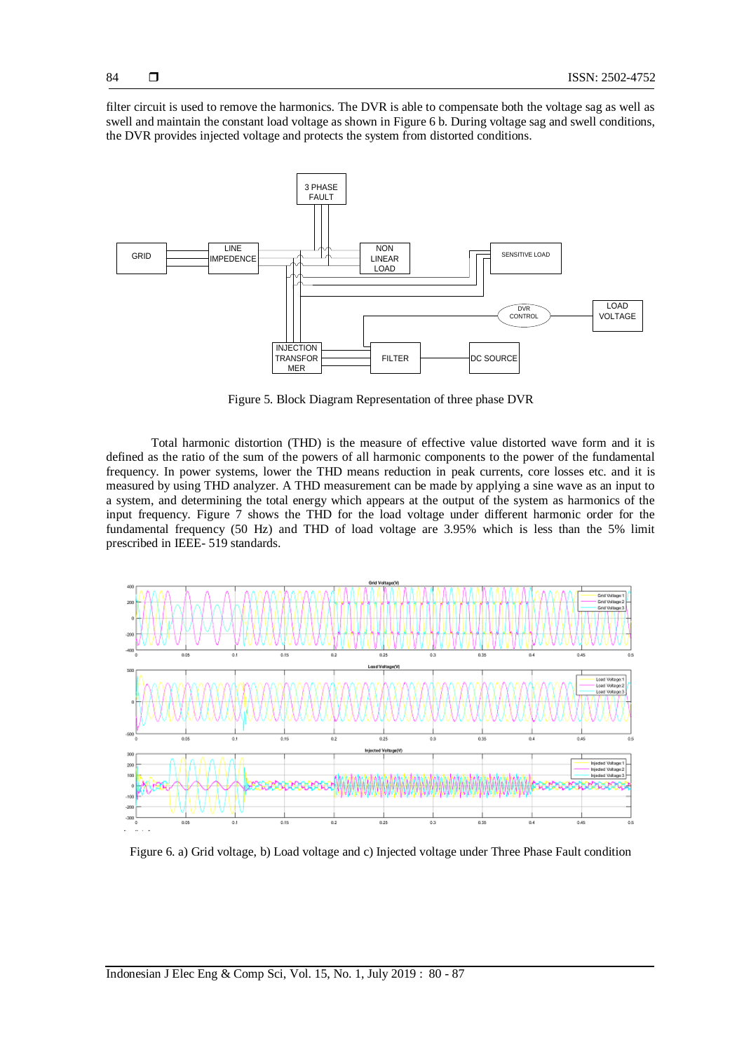filter circuit is used to remove the harmonics. The DVR is able to compensate both the voltage sag as well as swell and maintain the constant load voltage as shown in Figure 6 b. During voltage sag and swell conditions, the DVR provides injected voltage and protects the system from distorted conditions.

Figure 5. Block Diagram Representation of three phase DVR

Total harmonic distortion (THD) is the measure of effective value distorted wave form and it is defined as the ratio of the sum of the powers of all harmonic components to the power of the fundamental frequency. In power systems, lower the THD means reduction in peak currents, core losses etc. and it is measured by using THD analyzer. A THD measurement can be made by applying a sine wave as an input to a system, and determining the total energy which appears at the output of the system as harmonics of the input frequency. Figure 7 shows the THD for the load voltage under different harmonic order for the fundamental frequency (50 Hz) and THD of load voltage are 3.95% which is less than the 5% limit prescribed in IEEE- 519 standards.

Figure 6. a) Grid voltage, b) Load voltage and c) Injected voltage under Three Phase Fault condition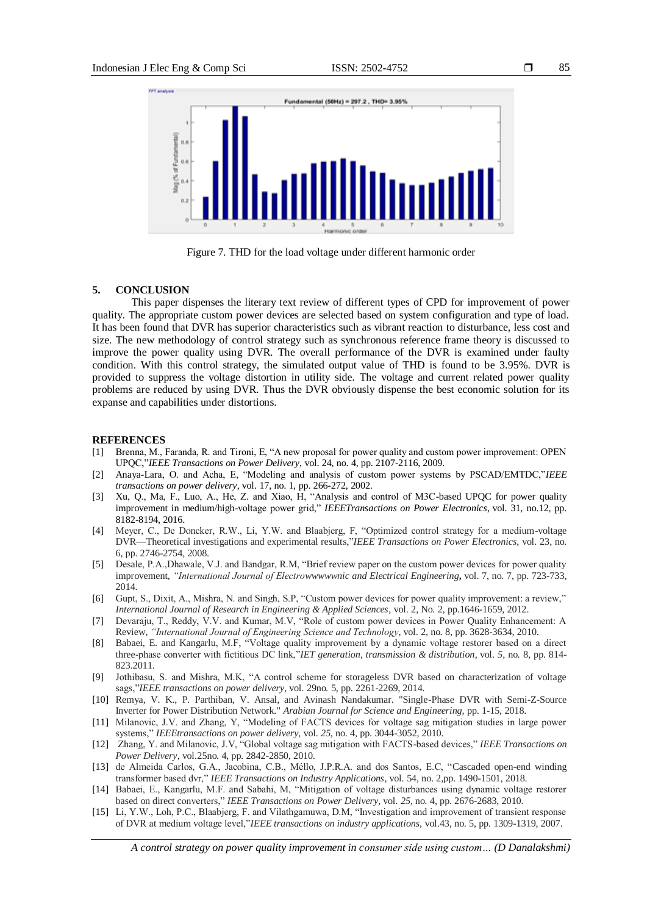Figure 7. THD for the load voltage under different harmonic order

## 5. CONCLUSION

This paper dispenses the literary text review of different types of CPD for improvement of power quality. The appropriate custom power devices are selected based on system configuration and type of load. It has been found that DVR has superior characteristics such as vibrant reaction to disturbance, less cost and size. The new methodology of control strategy such as synchronous reference frame theory is discussed to improve the power quality using DVR. The overall performance of the DVR is examined under faulty condition. With this control strategy, the simulated output value of THD is found to be 3.95%. DVR is provided to suppress the voltage distortion in utility side. The voltage and current related power quality problems are reduced by using DVR. Thus the DVR obviously dispense the best economic solution for its expanse and capabilities under distortions.

## REFERENCES

[1] Brenna, M., Faranda, R. and Tironi, E, "A new proposal for power quality and custom power improvement: OPEN UPQC,"*IEEE Transactions on Power Delivery*, vol. 24, no. 4, pp. 2107-2116, 2009.

[2] Anaya-Lara, O. and Acha, E, "Modeling and analysis of custom power systems by PSCAD/EMTDC,"*IEEE transactions on power delivery*, vol. 17, no. 1, pp. 266-272, 2002.

[3] Xu, Q., Ma, F., Luo, A., He, Z. and Xiao, H, "Analysis and control of M3C-based UPQC for power quality improvement in medium/high-voltage power grid," *IEEETransactions on Power Electronics*, vol. 31, no.12, pp. 8182-8194, 2016.

[4] Meyer, C., De Doncker, R.W., Li, Y.W. and Blaabjerg, F, "Optimized control strategy for a medium-voltage DVR—Theoretical investigations and experimental results,"*IEEE Transactions on Power Electronics*, vol. 23, no. 6, pp. 2746-2754, 2008.

[5] Desale, P.A.,Dhawale, V.J. and Bandgar, R.M, "Brief review paper on the custom power devices for power quality improvement, *"International Journal of Electrowwwwwnic and Electrical Engineering***,** vol. 7, no. 7, pp. 723-733, 2014.

[6] Gupt, S., Dixit, A., Mishra, N. and Singh, S.P, "Custom power devices for power quality improvement: a review," *International Journal of Research in Engineering & Applied Sciences*, vol. 2, No. 2, pp.1646-1659, 2012.

[7] Devaraju, T., Reddy, V.V. and Kumar, M.V, "Role of custom power devices in Power Quality Enhancement: A Review, *"International Journal of Engineering Science and Technology*, vol. 2, no. 8, pp. 3628-3634, 2010.

[8] Babaei, E. and Kangarlu, M.F, "Voltage quality improvement by a dynamic voltage restorer based on a direct three-phase converter with fictitious DC link,"*IET generation, transmission & distribution*, vol. *5*, no. 8, pp. 814-823.2011.

[9] Jothibasu, S. and Mishra, M.K, "A control scheme for storageless DVR based on characterization of voltage sags,"*IEEE transactions on power delivery*, vol. 29no. 5, pp. 2261-2269, 2014.

[10] Remya, V. K., P. Parthiban, V. Ansal, and Avinash Nandakumar. "Single-Phase DVR with Semi-Z-Source Inverter for Power Distribution Network." *Arabian Journal for Science and Engineering,* pp. 1-15, 2018.

[11] Milanovic, J.V. and Zhang, Y, "Modeling of FACTS devices for voltage sag mitigation studies in large power systems," *IEEEtransactions on power delivery*, vol. *25*, no. 4, pp. 3044-3052, 2010.

[12] Zhang, Y. and Milanovic, J.V, "Global voltage sag mitigation with FACTS-based devices," *IEEE Transactions on Power Delivery*, vol.25no. 4, pp. 2842-2850, 2010.

[13] de Almeida Carlos, G.A., Jacobina, C.B., Méllo, J.P.R.A. and dos Santos, E.C, "Cascaded open-end winding transformer based dvr," *IEEE Transactions on Industry Applications*, vol. 54, no. 2,pp. 1490-1501, 2018.

[14] Babaei, E., Kangarlu, M.F. and Sabahi, M, "Mitigation of voltage disturbances using dynamic voltage restorer based on direct converters," *IEEE Transactions on Power Delivery*, vol. *25*, no. 4, pp. 2676-2683, 2010.

[15] Li, Y.W., Loh, P.C., Blaabjerg, F. and Vilathgamuwa, D.M, "Investigation and improvement of transient response of DVR at medium voltage level,"*IEEE transactions on industry applications*, vol.43, no. 5, pp. 1309-1319, 2007.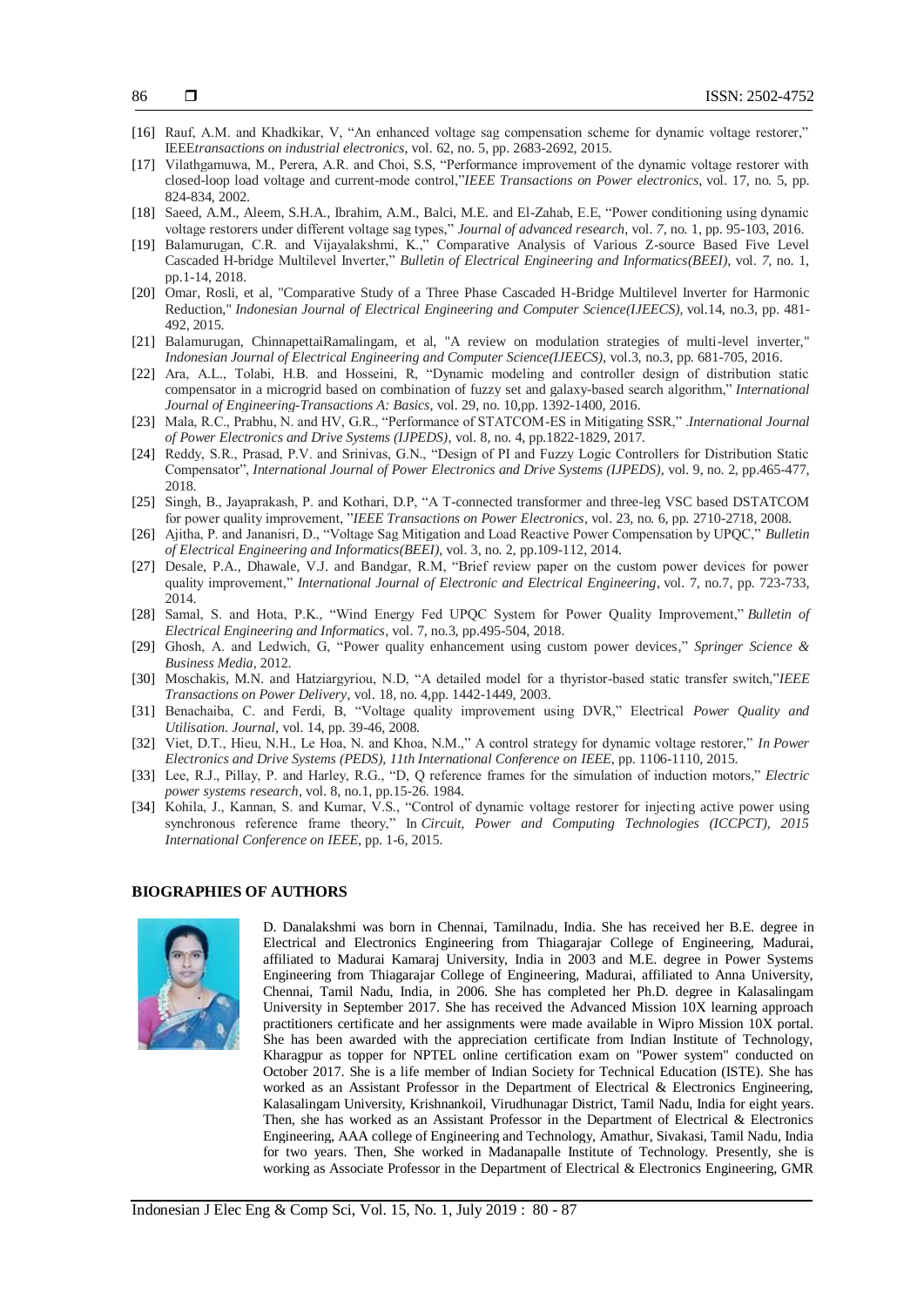[16] Rauf, A.M. and Khadkikar, V, "An enhanced voltage sag compensation scheme for dynamic voltage restorer," IEEE*transactions on industrial electronics*, vol. 62, no. 5, pp. 2683-2692, 2015.

[17] Vilathgamuwa, M., Perera, A.R. and Choi, S.S, "Performance improvement of the dynamic voltage restorer with closed-loop load voltage and current-mode control,"*IEEE Transactions on Power electronics*, vol. 17, no. 5, pp. 824-834, 2002.

[18] Saeed, A.M., Aleem, S.H.A., Ibrahim, A.M., Balci, M.E. and El-Zahab, E.E, "Power conditioning using dynamic voltage restorers under different voltage sag types," *Journal of advanced research*, vol. *7*, no. 1, pp. 95-103, 2016.

[19] Balamurugan, C.R. and Vijayalakshmi, K.," Comparative Analysis of Various Z-source Based Five Level Cascaded H-bridge Multilevel Inverter," *Bulletin of Electrical Engineering and Informatics(BEEI)*, vol. *7*, no. 1, pp.1-14, 2018.

[20] Omar, Rosli, et al, "Comparative Study of a Three Phase Cascaded H-Bridge Multilevel Inverter for Harmonic Reduction," *Indonesian Journal of Electrical Engineering and Computer Science(IJEECS)*, vol.14, no.3, pp. 481-492, 2015.

[21] Balamurugan, ChinnapettaiRamalingam, et al, "A review on modulation strategies of multi-level inverter," *Indonesian Journal of Electrical Engineering and Computer Science(IJEECS)*, vol.3, no.3, pp. 681-705, 2016.

[22] Ara, A.L., Tolabi, H.B. and Hosseini, R, "Dynamic modeling and controller design of distribution static compensator in a microgrid based on combination of fuzzy set and galaxy-based search algorithm," *International Journal of Engineering-Transactions A: Basics*, vol. 29, no. 10,pp. 1392-1400, 2016.

[23] Mala, R.C., Prabhu, N. and HV, G.R., "Performance of STATCOM-ES in Mitigating SSR," .*International Journal of Power Electronics and Drive Systems (IJPEDS)*, vol. 8, no. 4, pp.1822-1829, 2017.

[24] Reddy, S.R., Prasad, P.V. and Srinivas, G.N., "Design of PI and Fuzzy Logic Controllers for Distribution Static Compensator", *International Journal of Power Electronics and Drive Systems (IJPEDS)*, vol. 9, no. 2, pp.465-477, 2018.

[25] Singh, B., Jayaprakash, P. and Kothari, D.P, "A T-connected transformer and three-leg VSC based DSTATCOM for power quality improvement, "*IEEE Transactions on Power Electronics*, vol. 23, no. 6, pp. 2710-2718, 2008.

[26] Ajitha, P. and Jananisri, D., "Voltage Sag Mitigation and Load Reactive Power Compensation by UPQC," *Bulletin of Electrical Engineering and Informatics(BEEI)*, vol. 3, no. 2, pp.109-112, 2014.

[27] Desale, P.A., Dhawale, V.J. and Bandgar, R.M, "Brief review paper on the custom power devices for power quality improvement," *International Journal of Electronic and Electrical Engineering*, vol. 7, no.7, pp. 723-733, 2014.

[28] Samal, S. and Hota, P.K., "Wind Energy Fed UPQC System for Power Quality Improvement," *Bulletin of Electrical Engineering and Informatics*, vol. 7, no.3, pp.495-504, 2018.

[29] Ghosh, A. and Ledwich, G, "Power quality enhancement using custom power devices," *Springer Science & Business Media*, 2012.

[30] Moschakis, M.N. and Hatziargyriou, N.D, "A detailed model for a thyristor-based static transfer switch,"*IEEE Transactions on Power Delivery*, vol. 18, no. 4,pp. 1442-1449, 2003.

[31] Benachaiba, C. and Ferdi, B, "Voltage quality improvement using DVR," Electrical *Power Quality and Utilisation. Journal*, vol. 14, pp. 39-46, 2008.

[32] Viet, D.T., Hieu, N.H., Le Hoa, N. and Khoa, N.M.," A control strategy for dynamic voltage restorer," *In Power Electronics and Drive Systems (PEDS), 11th International Conference on IEEE*, pp. 1106-1110, 2015.

[33] Lee, R.J., Pillay, P. and Harley, R.G., "D, Q reference frames for the simulation of induction motors," *Electric power systems research*, vol. 8, no.1, pp.15-26. 1984.

[34] Kohila, J., Kannan, S. and Kumar, V.S., "Control of dynamic voltage restorer for injecting active power using synchronous reference frame theory," In *Circuit, Power and Computing Technologies (ICCPCT), 2015 International Conference on IEEE*, pp. 1-6, 2015.

## BIOGRAPHIES OF AUTHORS

D. Danalakshmi was born in Chennai, Tamilnadu, India. She has received her B.E. degree in Electrical and Electronics Engineering from Thiagarajar College of Engineering, Madurai, affiliated to Madurai Kamaraj University, India in 2003 and M.E. degree in Power Systems Engineering from Thiagarajar College of Engineering, Madurai, affiliated to Anna University, Chennai, Tamil Nadu, India, in 2006. She has completed her Ph.D. degree in Kalasalingam University in September 2017. She has received the Advanced Mission 10X learning approach practitioners certificate and her assignments were made available in Wipro Mission 10X portal. She has been awarded with the appreciation certificate from Indian Institute of Technology, Kharagpur as topper for NPTEL online certification exam on "Power system" conducted on October 2017. She is a life member of Indian Society for Technical Education (ISTE). She has worked as an Assistant Professor in the Department of Electrical & Electronics Engineering, Kalasalingam University, Krishnankoil, Virudhunagar District, Tamil Nadu, India for eight years. Then, she has worked as an Assistant Professor in the Department of Electrical & Electronics Engineering, AAA college of Engineering and Technology, Amathur, Sivakasi, Tamil Nadu, India for two years. Then, She worked in Madanapalle Institute of Technology. Presently, she is working as Associate Professor in the Department of Electrical & Electronics Engineering, GMR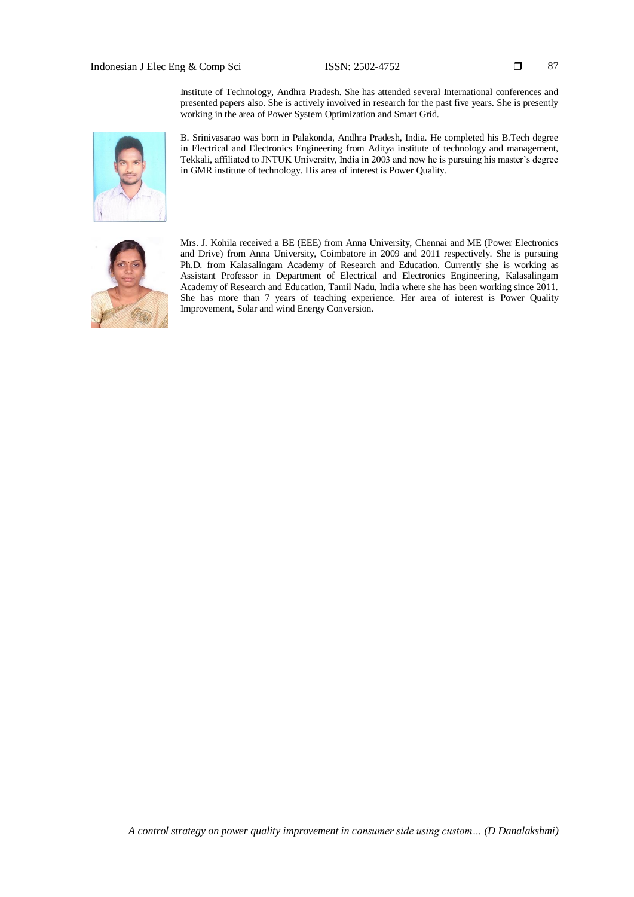Institute of Technology, Andhra Pradesh. She has attended several International conferences and presented papers also. She is actively involved in research for the past five years. She is presently working in the area of Power System Optimization and Smart Grid.

B. Srinivasarao was born in Palakonda, Andhra Pradesh, India. He completed his B.Tech degree in Electrical and Electronics Engineering from Aditya institute of technology and management, Tekkali, affiliated to JNTUK University, India in 2003 and now he is pursuing his master's degree in GMR institute of technology. His area of interest is Power Quality.

Mrs. J. Kohila received a BE (EEE) from Anna University, Chennai and ME (Power Electronics and Drive) from Anna University, Coimbatore in 2009 and 2011 respectively. She is pursuing Ph.D. from Kalasalingam Academy of Research and Education. Currently she is working as Assistant Professor in Department of Electrical and Electronics Engineering, Kalasalingam Academy of Research and Education, Tamil Nadu, India where she has been working since 2011. She has more than 7 years of teaching experience. Her area of interest is Power Quality Improvement, Solar and wind Energy Conversion.